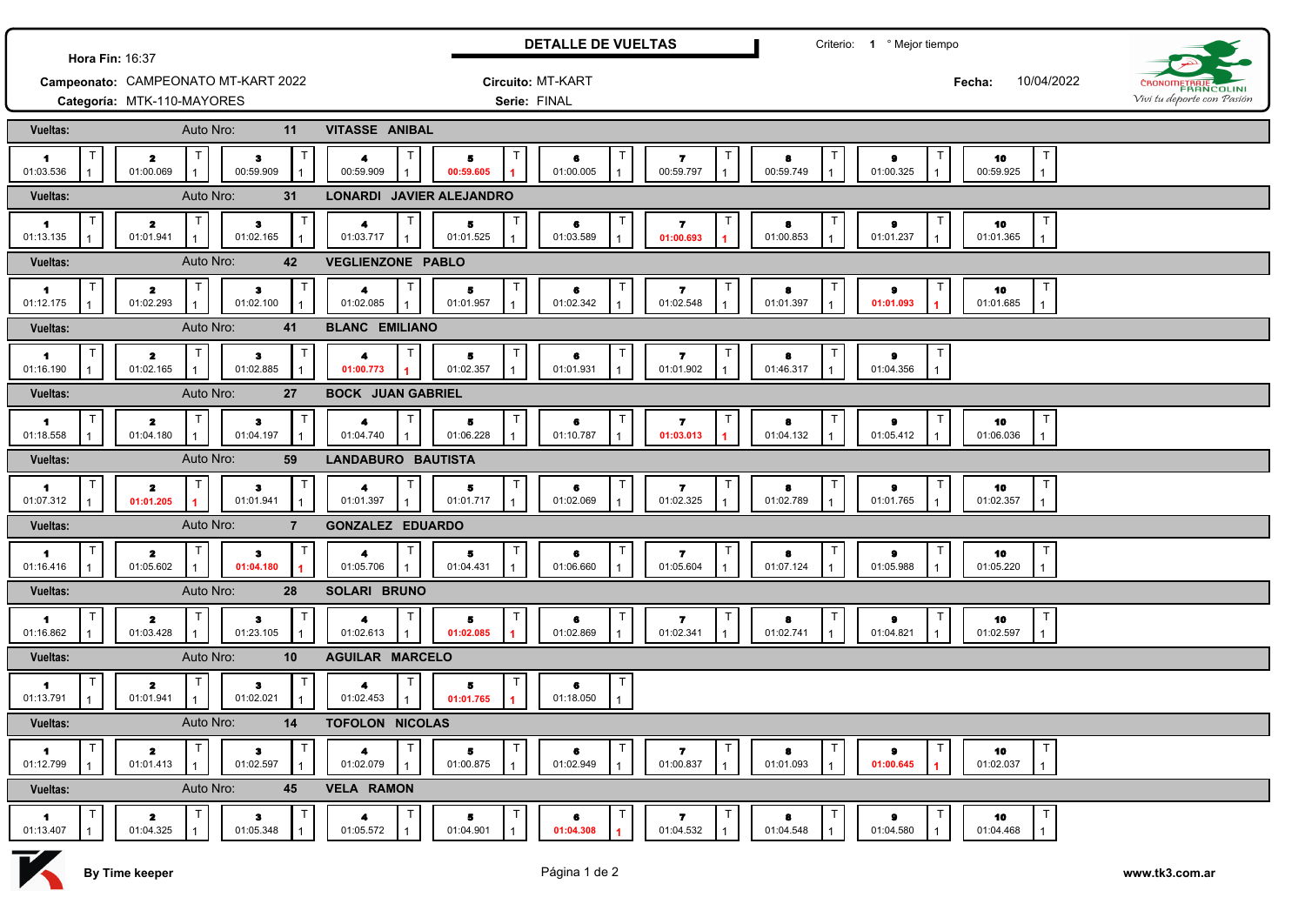# DETALLE DE VUELTAS

**Hora Fin:** 16:37

**Campeonato:** CAMPEONATO MT-KART 2022

**Categoría:** MTK-110-MAYORES

**Circuito:** MT-KART

**Serie:** FINAL

**Criterio:** 1 ° Mejor tiempo

**Fecha:** 10/04/2022

CRONOMETRAJE FRANCOLINI
*Viví tu deporte con Pasión*

**Auto Nro: 11 — VITASSE ANIBAL**

| Vuelta | 1 | 2 | 3 | 4 | 5 | 6 | 7 | 8 | 9 | 10 |
|---|---|---|---|---|---|---|---|---|---|---|
| Tiempo | 01:03.536 | 01:00.069 | 00:59.909 | 00:59.909 | **00:59.605** | 01:00.005 | 00:59.797 | 00:59.749 | 01:00.325 | 00:59.925 |
| T | 1 | 1 | 1 | 1 | 1 | 1 | 1 | 1 | 1 | 1 |

**Auto Nro: 31 — LONARDI JAVIER ALEJANDRO**

| Vuelta | 1 | 2 | 3 | 4 | 5 | 6 | 7 | 8 | 9 | 10 |
|---|---|---|---|---|---|---|---|---|---|---|
| Tiempo | 01:13.135 | 01:01.941 | 01:02.165 | 01:03.717 | 01:01.525 | 01:03.589 | **01:00.693** | 01:00.853 | 01:01.237 | 01:01.365 |
| T | 1 | 1 | 1 | 1 | 1 | 1 | 1 | 1 | 1 | 1 |

**Auto Nro: 42 — VEGLIENZONE PABLO**

| Vuelta | 1 | 2 | 3 | 4 | 5 | 6 | 7 | 8 | 9 | 10 |
|---|---|---|---|---|---|---|---|---|---|---|
| Tiempo | 01:12.175 | 01:02.293 | 01:02.100 | 01:02.085 | 01:01.957 | 01:02.342 | 01:02.548 | 01:01.397 | **01:01.093** | 01:01.685 |
| T | 1 | 1 | 1 | 1 | 1 | 1 | 1 | 1 | 1 | 1 |

**Auto Nro: 41 — BLANC EMILIANO**

| Vuelta | 1 | 2 | 3 | 4 | 5 | 6 | 7 | 8 | 9 |
|---|---|---|---|---|---|---|---|---|---|
| Tiempo | 01:16.190 | 01:02.165 | 01:02.885 | **01:00.773** | 01:02.357 | 01:01.931 | 01:01.902 | 01:46.317 | 01:04.356 |
| T | 1 | 1 | 1 | 1 | 1 | 1 | 1 | 1 | 1 |

**Auto Nro: 27 — BOCK JUAN GABRIEL**

| Vuelta | 1 | 2 | 3 | 4 | 5 | 6 | 7 | 8 | 9 | 10 |
|---|---|---|---|---|---|---|---|---|---|---|
| Tiempo | 01:18.558 | 01:04.180 | 01:04.197 | 01:04.740 | 01:06.228 | 01:10.787 | **01:03.013** | 01:04.132 | 01:05.412 | 01:06.036 |
| T | 1 | 1 | 1 | 1 | 1 | 1 | 1 | 1 | 1 | 1 |

**Auto Nro: 59 — LANDABURO BAUTISTA**

| Vuelta | 1 | 2 | 3 | 4 | 5 | 6 | 7 | 8 | 9 | 10 |
|---|---|---|---|---|---|---|---|---|---|---|
| Tiempo | 01:07.312 | **01:01.205** | 01:01.941 | 01:01.397 | 01:01.717 | 01:02.069 | 01:02.325 | 01:02.789 | 01:01.765 | 01:02.357 |
| T | 1 | 1 | 1 | 1 | 1 | 1 | 1 | 1 | 1 | 1 |

**Auto Nro: 7 — GONZALEZ EDUARDO**

| Vuelta | 1 | 2 | 3 | 4 | 5 | 6 | 7 | 8 | 9 | 10 |
|---|---|---|---|---|---|---|---|---|---|---|
| Tiempo | 01:16.416 | 01:05.602 | **01:04.180** | 01:05.706 | 01:04.431 | 01:06.660 | 01:05.604 | 01:07.124 | 01:05.988 | 01:05.220 |
| T | 1 | 1 | 1 | 1 | 1 | 1 | 1 | 1 | 1 | 1 |

**Auto Nro: 28 — SOLARI BRUNO**

| Vuelta | 1 | 2 | 3 | 4 | 5 | 6 | 7 | 8 | 9 | 10 |
|---|---|---|---|---|---|---|---|---|---|---|
| Tiempo | 01:16.862 | 01:03.428 | 01:23.105 | 01:02.613 | **01:02.085** | 01:02.869 | 01:02.341 | 01:02.741 | 01:04.821 | 01:02.597 |
| T | 1 | 1 | 1 | 1 | 1 | 1 | 1 | 1 | 1 | 1 |

**Auto Nro: 10 — AGUILAR MARCELO**

| Vuelta | 1 | 2 | 3 | 4 | 5 | 6 |
|---|---|---|---|---|---|---|
| Tiempo | 01:13.791 | 01:01.941 | 01:02.021 | 01:02.453 | **01:01.765** | 01:18.050 |
| T | 1 | 1 | 1 | 1 | 1 | 1 |

**Auto Nro: 14 — TOFOLON NICOLAS**

| Vuelta | 1 | 2 | 3 | 4 | 5 | 6 | 7 | 8 | 9 | 10 |
|---|---|---|---|---|---|---|---|---|---|---|
| Tiempo | 01:12.799 | 01:01.413 | 01:02.597 | 01:02.079 | 01:00.875 | 01:02.949 | 01:00.837 | 01:01.093 | **01:00.645** | 01:02.037 |
| T | 1 | 1 | 1 | 1 | 1 | 1 | 1 | 1 | 1 | 1 |

**Auto Nro: 45 — VELA RAMON**

| Vuelta | 1 | 2 | 3 | 4 | 5 | 6 | 7 | 8 | 9 | 10 |
|---|---|---|---|---|---|---|---|---|---|---|
| Tiempo | 01:13.407 | 01:04.325 | 01:05.348 | 01:05.572 | 01:04.901 | **01:04.308** | 01:04.532 | 01:04.548 | 01:04.580 | 01:04.468 |
| T | 1 | 1 | 1 | 1 | 1 | 1 | 1 | 1 | 1 | 1 |

By Time keeper

www.tk3.com.ar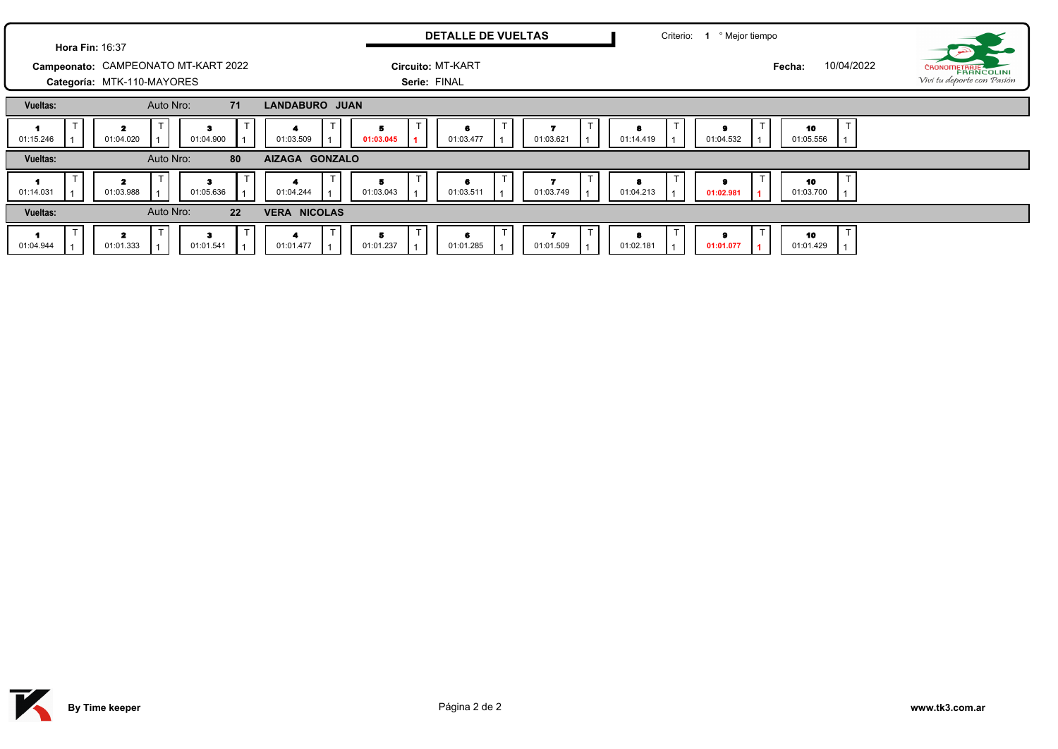**Hora Fin:** 16:37

## DETALLE DE VUELTAS

Criterio: **1** ° Mejor tiempo

**Campeonato:** CAMPEONATO MT-KART 2022

**Categoría:** MTK-110-MAYORES

**Circuito:** MT-KART

**Serie:** FINAL

**Fecha:** 10/04/2022

CRONOMETRAJE FRANCOLINI
*Viví tu deporte con Pasión*

**Vueltas:** Auto Nro: **71** **LANDABURO JUAN**

| Vuelta | 1 | 2 | 3 | 4 | 5 | 6 | 7 | 8 | 9 | 10 |
|---|---|---|---|---|---|---|---|---|---|---|
| Tiempo | 01:15.246 | 01:04.020 | 01:04.900 | 01:03.509 | **01:03.045** | 01:03.477 | 01:03.621 | 01:14.419 | 01:04.532 | 01:05.556 |
| T | 1 | 1 | 1 | 1 | **1** | 1 | 1 | 1 | 1 | 1 |

**Vueltas:** Auto Nro: **80** **AIZAGA GONZALO**

| Vuelta | 1 | 2 | 3 | 4 | 5 | 6 | 7 | 8 | 9 | 10 |
|---|---|---|---|---|---|---|---|---|---|---|
| Tiempo | 01:14.031 | 01:03.988 | 01:05.636 | 01:04.244 | 01:03.043 | 01:03.511 | 01:03.749 | 01:04.213 | **01:02.981** | 01:03.700 |
| T | 1 | 1 | 1 | 1 | 1 | 1 | 1 | 1 | **1** | 1 |

**Vueltas:** Auto Nro: **22** **VERA NICOLAS**

| Vuelta | 1 | 2 | 3 | 4 | 5 | 6 | 7 | 8 | 9 | 10 |
|---|---|---|---|---|---|---|---|---|---|---|
| Tiempo | 01:04.944 | 01:01.333 | 01:01.541 | 01:01.477 | 01:01.237 | 01:01.285 | 01:01.509 | 01:02.181 | **01:01.077** | 01:01.429 |
| T | 1 | 1 | 1 | 1 | 1 | 1 | 1 | 1 | **1** | 1 |

**By Time keeper**

**www.tk3.com.ar**